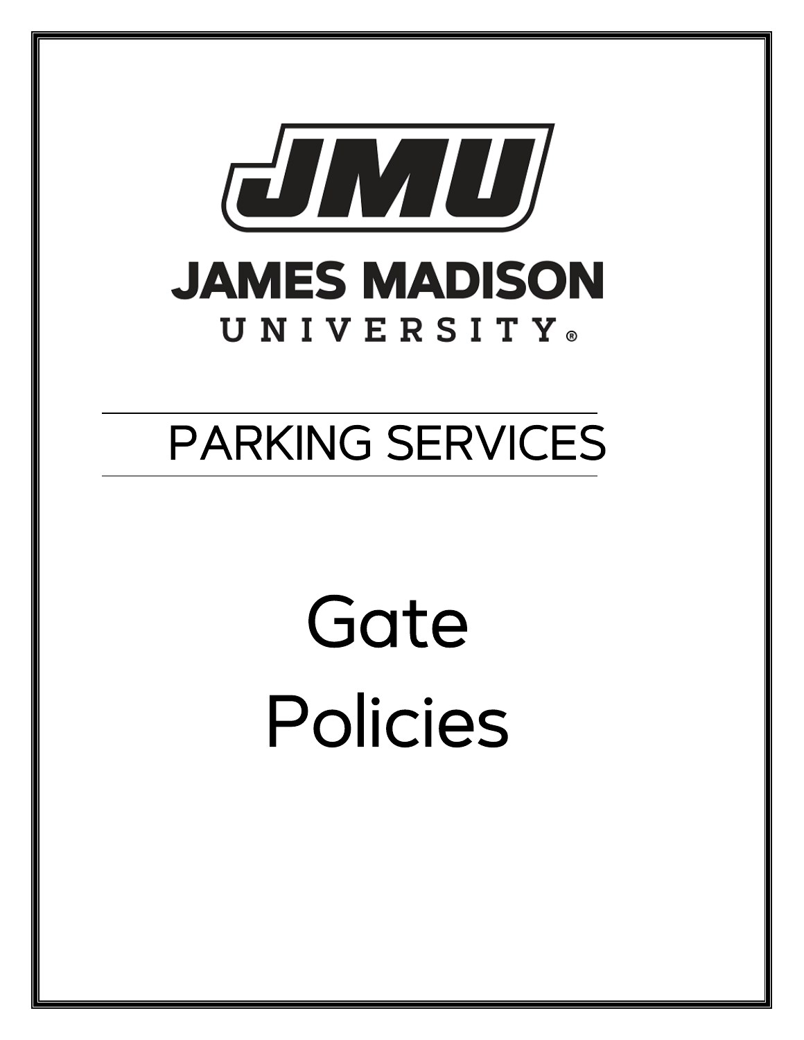JMU

JAMES MADISON
UNIVERSITY®

PARKING SERVICES

# Gate Policies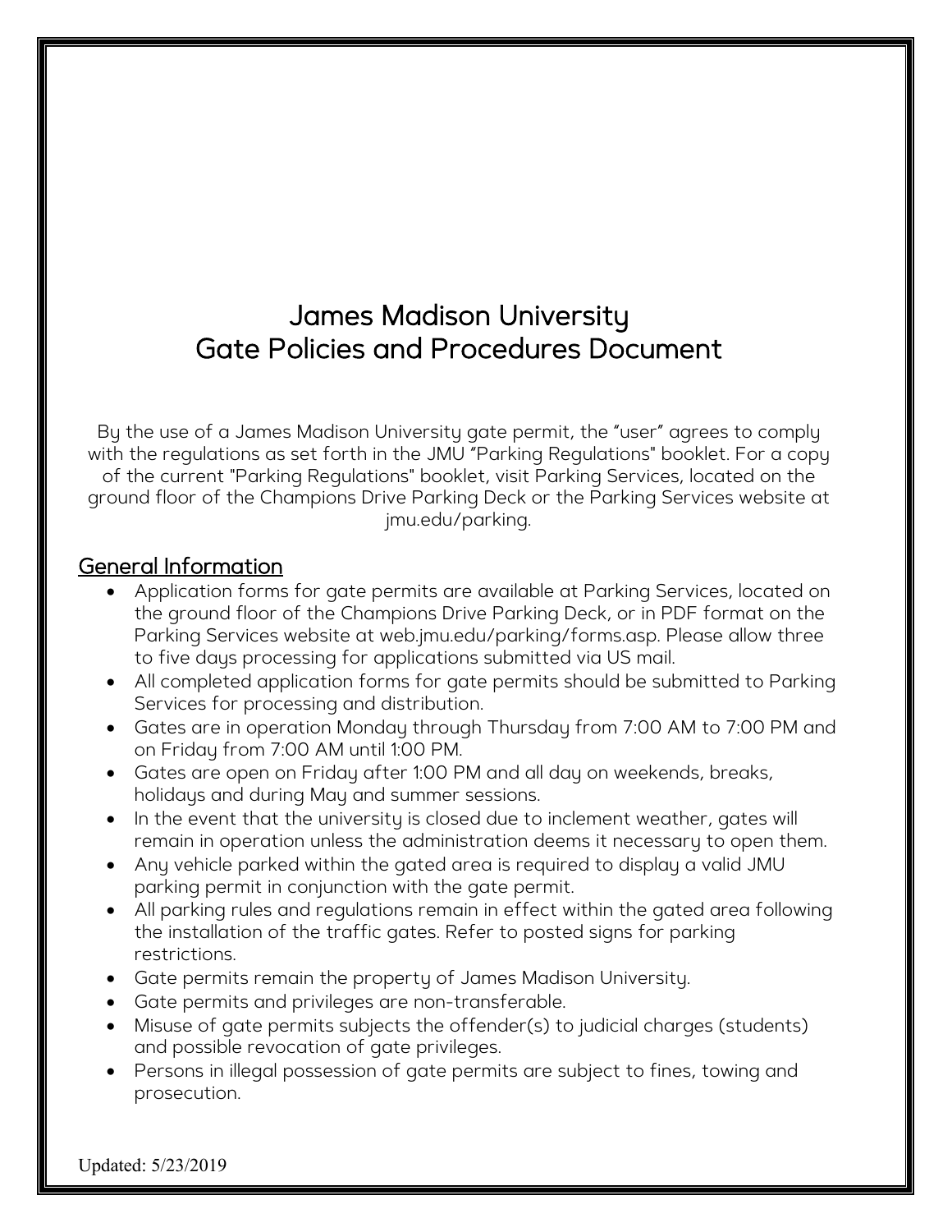# James Madison University
# Gate Policies and Procedures Document

By the use of a James Madison University gate permit, the "user" agrees to comply with the regulations as set forth in the JMU "Parking Regulations" booklet. For a copy of the current "Parking Regulations" booklet, visit Parking Services, located on the ground floor of the Champions Drive Parking Deck or the Parking Services website at jmu.edu/parking.

## General Information

- Application forms for gate permits are available at Parking Services, located on the ground floor of the Champions Drive Parking Deck, or in PDF format on the Parking Services website at web.jmu.edu/parking/forms.asp. Please allow three to five days processing for applications submitted via US mail.
- All completed application forms for gate permits should be submitted to Parking Services for processing and distribution.
- Gates are in operation Monday through Thursday from 7:00 AM to 7:00 PM and on Friday from 7:00 AM until 1:00 PM.
- Gates are open on Friday after 1:00 PM and all day on weekends, breaks, holidays and during May and summer sessions.
- In the event that the university is closed due to inclement weather, gates will remain in operation unless the administration deems it necessary to open them.
- Any vehicle parked within the gated area is required to display a valid JMU parking permit in conjunction with the gate permit.
- All parking rules and regulations remain in effect within the gated area following the installation of the traffic gates. Refer to posted signs for parking restrictions.
- Gate permits remain the property of James Madison University.
- Gate permits and privileges are non-transferable.
- Misuse of gate permits subjects the offender(s) to judicial charges (students) and possible revocation of gate privileges.
- Persons in illegal possession of gate permits are subject to fines, towing and prosecution.

Updated: 5/23/2019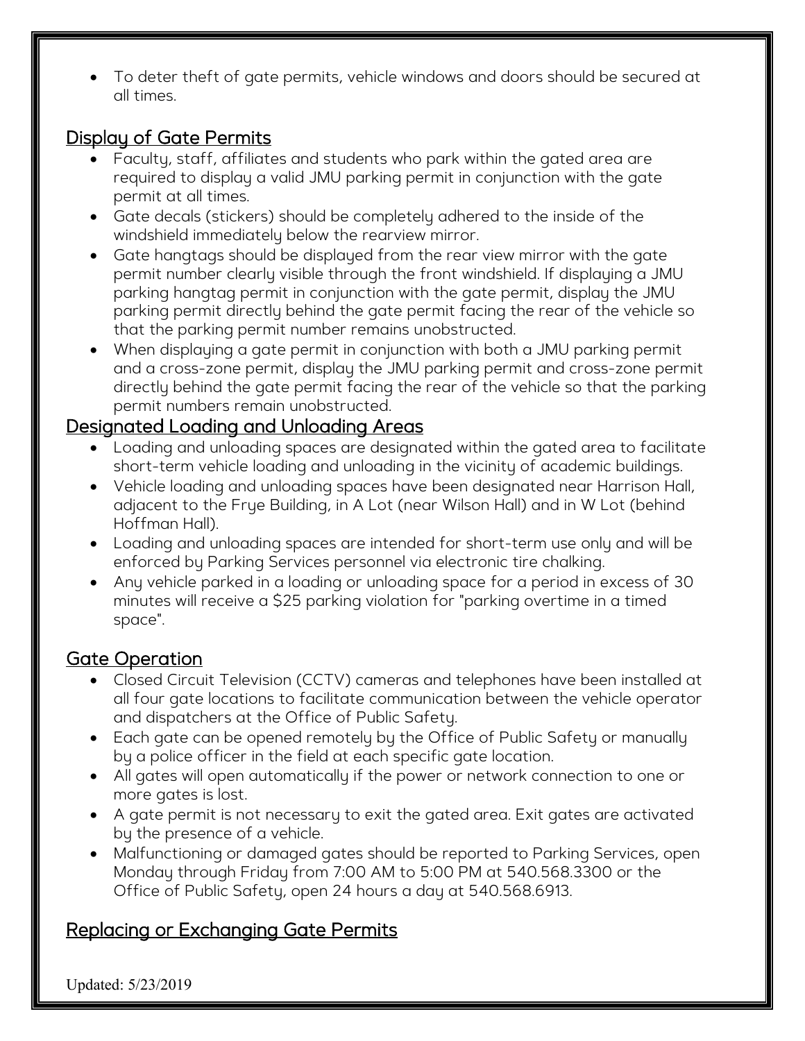- To deter theft of gate permits, vehicle windows and doors should be secured at all times.

## Display of Gate Permits

- Faculty, staff, affiliates and students who park within the gated area are required to display a valid JMU parking permit in conjunction with the gate permit at all times.
- Gate decals (stickers) should be completely adhered to the inside of the windshield immediately below the rearview mirror.
- Gate hangtags should be displayed from the rear view mirror with the gate permit number clearly visible through the front windshield. If displaying a JMU parking hangtag permit in conjunction with the gate permit, display the JMU parking permit directly behind the gate permit facing the rear of the vehicle so that the parking permit number remains unobstructed.
- When displaying a gate permit in conjunction with both a JMU parking permit and a cross-zone permit, display the JMU parking permit and cross-zone permit directly behind the gate permit facing the rear of the vehicle so that the parking permit numbers remain unobstructed.

## Designated Loading and Unloading Areas

- Loading and unloading spaces are designated within the gated area to facilitate short-term vehicle loading and unloading in the vicinity of academic buildings.
- Vehicle loading and unloading spaces have been designated near Harrison Hall, adjacent to the Frye Building, in A Lot (near Wilson Hall) and in W Lot (behind Hoffman Hall).
- Loading and unloading spaces are intended for short-term use only and will be enforced by Parking Services personnel via electronic tire chalking.
- Any vehicle parked in a loading or unloading space for a period in excess of 30 minutes will receive a $25 parking violation for "parking overtime in a timed space".

## Gate Operation

- Closed Circuit Television (CCTV) cameras and telephones have been installed at all four gate locations to facilitate communication between the vehicle operator and dispatchers at the Office of Public Safety.
- Each gate can be opened remotely by the Office of Public Safety or manually by a police officer in the field at each specific gate location.
- All gates will open automatically if the power or network connection to one or more gates is lost.
- A gate permit is not necessary to exit the gated area. Exit gates are activated by the presence of a vehicle.
- Malfunctioning or damaged gates should be reported to Parking Services, open Monday through Friday from 7:00 AM to 5:00 PM at 540.568.3300 or the Office of Public Safety, open 24 hours a day at 540.568.6913.

## Replacing or Exchanging Gate Permits

Updated: 5/23/2019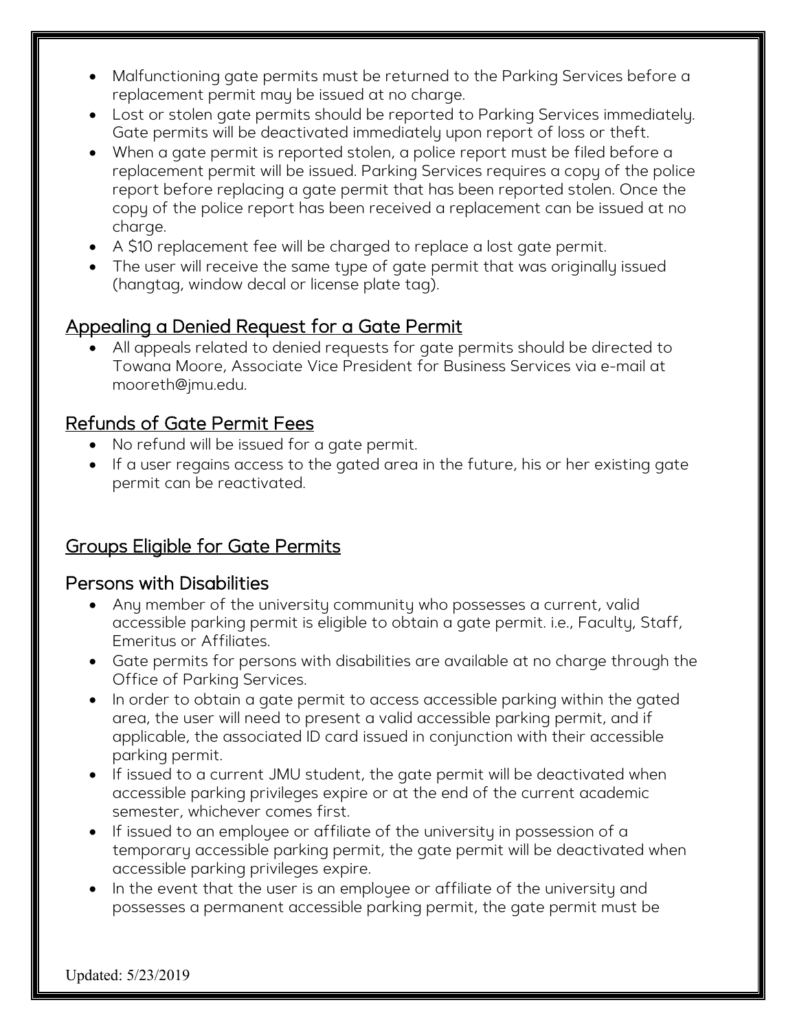- Malfunctioning gate permits must be returned to the Parking Services before a replacement permit may be issued at no charge.
- Lost or stolen gate permits should be reported to Parking Services immediately. Gate permits will be deactivated immediately upon report of loss or theft.
- When a gate permit is reported stolen, a police report must be filed before a replacement permit will be issued. Parking Services requires a copy of the police report before replacing a gate permit that has been reported stolen. Once the copy of the police report has been received a replacement can be issued at no charge.
- A $10 replacement fee will be charged to replace a lost gate permit.
- The user will receive the same type of gate permit that was originally issued (hangtag, window decal or license plate tag).

## Appealing a Denied Request for a Gate Permit

- All appeals related to denied requests for gate permits should be directed to Towana Moore, Associate Vice President for Business Services via e-mail at mooreth@jmu.edu.

## Refunds of Gate Permit Fees

- No refund will be issued for a gate permit.
- If a user regains access to the gated area in the future, his or her existing gate permit can be reactivated.

## Groups Eligible for Gate Permits

### Persons with Disabilities

- Any member of the university community who possesses a current, valid accessible parking permit is eligible to obtain a gate permit. i.e., Faculty, Staff, Emeritus or Affiliates.
- Gate permits for persons with disabilities are available at no charge through the Office of Parking Services.
- In order to obtain a gate permit to access accessible parking within the gated area, the user will need to present a valid accessible parking permit, and if applicable, the associated ID card issued in conjunction with their accessible parking permit.
- If issued to a current JMU student, the gate permit will be deactivated when accessible parking privileges expire or at the end of the current academic semester, whichever comes first.
- If issued to an employee or affiliate of the university in possession of a temporary accessible parking permit, the gate permit will be deactivated when accessible parking privileges expire.
- In the event that the user is an employee or affiliate of the university and possesses a permanent accessible parking permit, the gate permit must be

Updated: 5/23/2019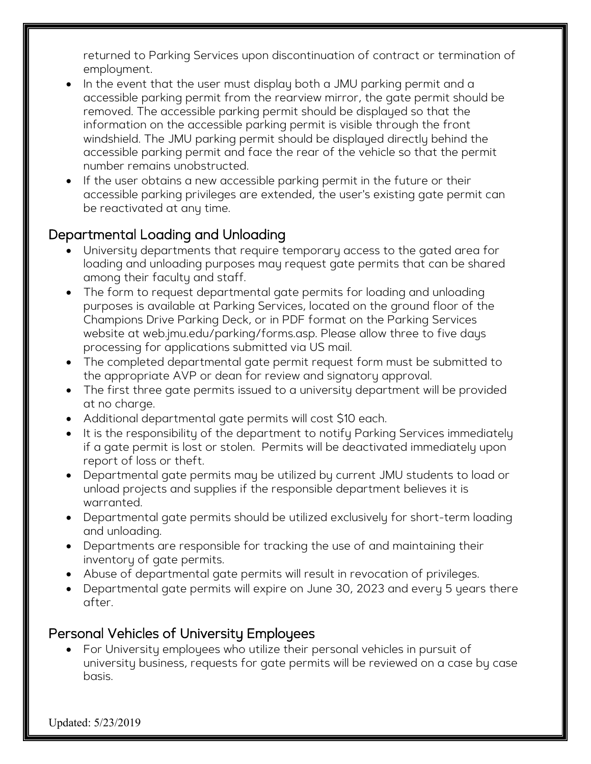returned to Parking Services upon discontinuation of contract or termination of employment.

- In the event that the user must display both a JMU parking permit and a accessible parking permit from the rearview mirror, the gate permit should be removed. The accessible parking permit should be displayed so that the information on the accessible parking permit is visible through the front windshield. The JMU parking permit should be displayed directly behind the accessible parking permit and face the rear of the vehicle so that the permit number remains unobstructed.
- If the user obtains a new accessible parking permit in the future or their accessible parking privileges are extended, the user's existing gate permit can be reactivated at any time.

## Departmental Loading and Unloading

- University departments that require temporary access to the gated area for loading and unloading purposes may request gate permits that can be shared among their faculty and staff.
- The form to request departmental gate permits for loading and unloading purposes is available at Parking Services, located on the ground floor of the Champions Drive Parking Deck, or in PDF format on the Parking Services website at web.jmu.edu/parking/forms.asp. Please allow three to five days processing for applications submitted via US mail.
- The completed departmental gate permit request form must be submitted to the appropriate AVP or dean for review and signatory approval.
- The first three gate permits issued to a university department will be provided at no charge.
- Additional departmental gate permits will cost $10 each.
- It is the responsibility of the department to notify Parking Services immediately if a gate permit is lost or stolen. Permits will be deactivated immediately upon report of loss or theft.
- Departmental gate permits may be utilized by current JMU students to load or unload projects and supplies if the responsible department believes it is warranted.
- Departmental gate permits should be utilized exclusively for short-term loading and unloading.
- Departments are responsible for tracking the use of and maintaining their inventory of gate permits.
- Abuse of departmental gate permits will result in revocation of privileges.
- Departmental gate permits will expire on June 30, 2023 and every 5 years there after.

## Personal Vehicles of University Employees

- For University employees who utilize their personal vehicles in pursuit of university business, requests for gate permits will be reviewed on a case by case basis.

Updated: 5/23/2019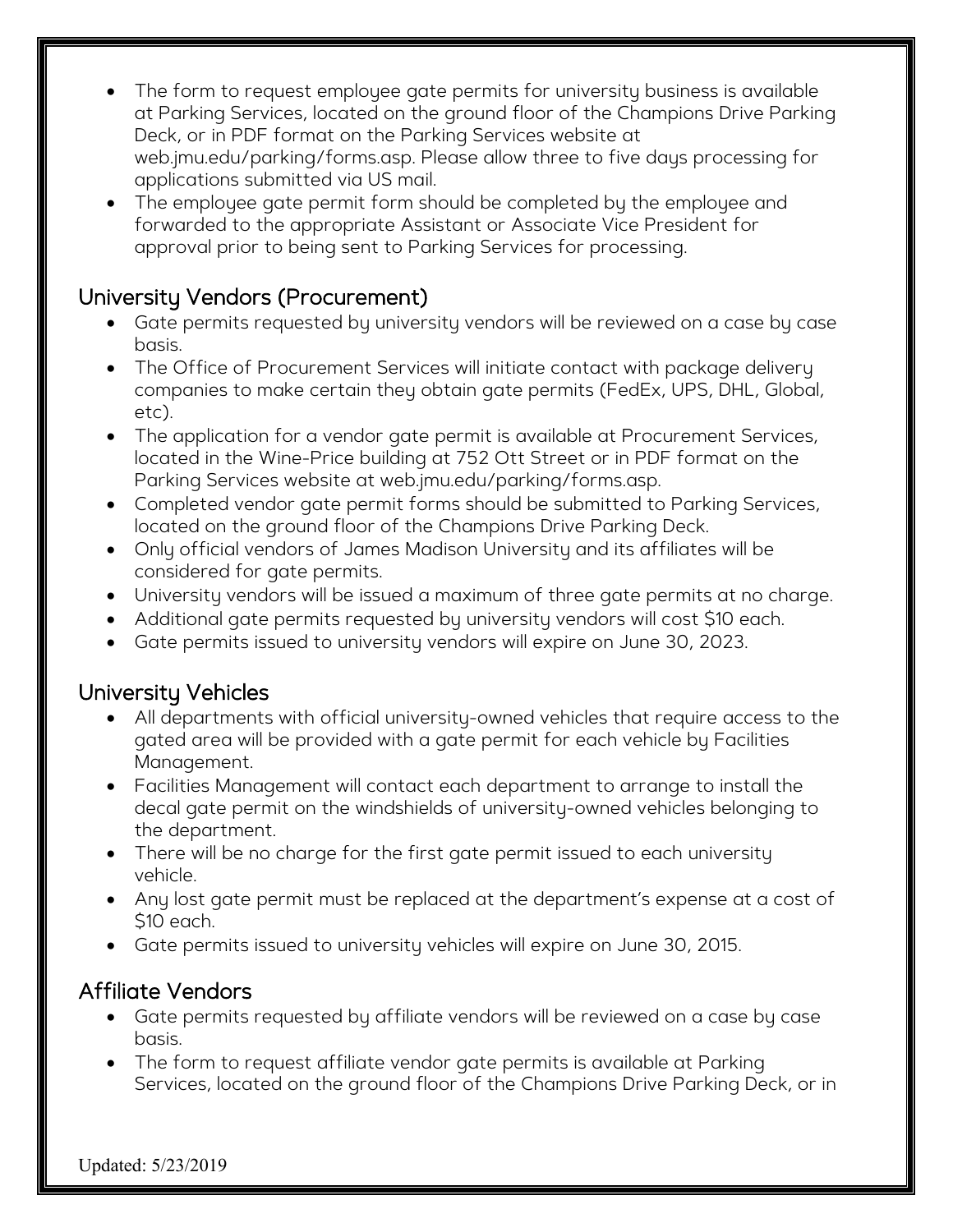- The form to request employee gate permits for university business is available at Parking Services, located on the ground floor of the Champions Drive Parking Deck, or in PDF format on the Parking Services website at web.jmu.edu/parking/forms.asp. Please allow three to five days processing for applications submitted via US mail.
- The employee gate permit form should be completed by the employee and forwarded to the appropriate Assistant or Associate Vice President for approval prior to being sent to Parking Services for processing.

## University Vendors (Procurement)

- Gate permits requested by university vendors will be reviewed on a case by case basis.
- The Office of Procurement Services will initiate contact with package delivery companies to make certain they obtain gate permits (FedEx, UPS, DHL, Global, etc).
- The application for a vendor gate permit is available at Procurement Services, located in the Wine-Price building at 752 Ott Street or in PDF format on the Parking Services website at web.jmu.edu/parking/forms.asp.
- Completed vendor gate permit forms should be submitted to Parking Services, located on the ground floor of the Champions Drive Parking Deck.
- Only official vendors of James Madison University and its affiliates will be considered for gate permits.
- University vendors will be issued a maximum of three gate permits at no charge.
- Additional gate permits requested by university vendors will cost $10 each.
- Gate permits issued to university vendors will expire on June 30, 2023.

## University Vehicles

- All departments with official university-owned vehicles that require access to the gated area will be provided with a gate permit for each vehicle by Facilities Management.
- Facilities Management will contact each department to arrange to install the decal gate permit on the windshields of university-owned vehicles belonging to the department.
- There will be no charge for the first gate permit issued to each university vehicle.
- Any lost gate permit must be replaced at the department's expense at a cost of $10 each.
- Gate permits issued to university vehicles will expire on June 30, 2015.

## Affiliate Vendors

- Gate permits requested by affiliate vendors will be reviewed on a case by case basis.
- The form to request affiliate vendor gate permits is available at Parking Services, located on the ground floor of the Champions Drive Parking Deck, or in

Updated: 5/23/2019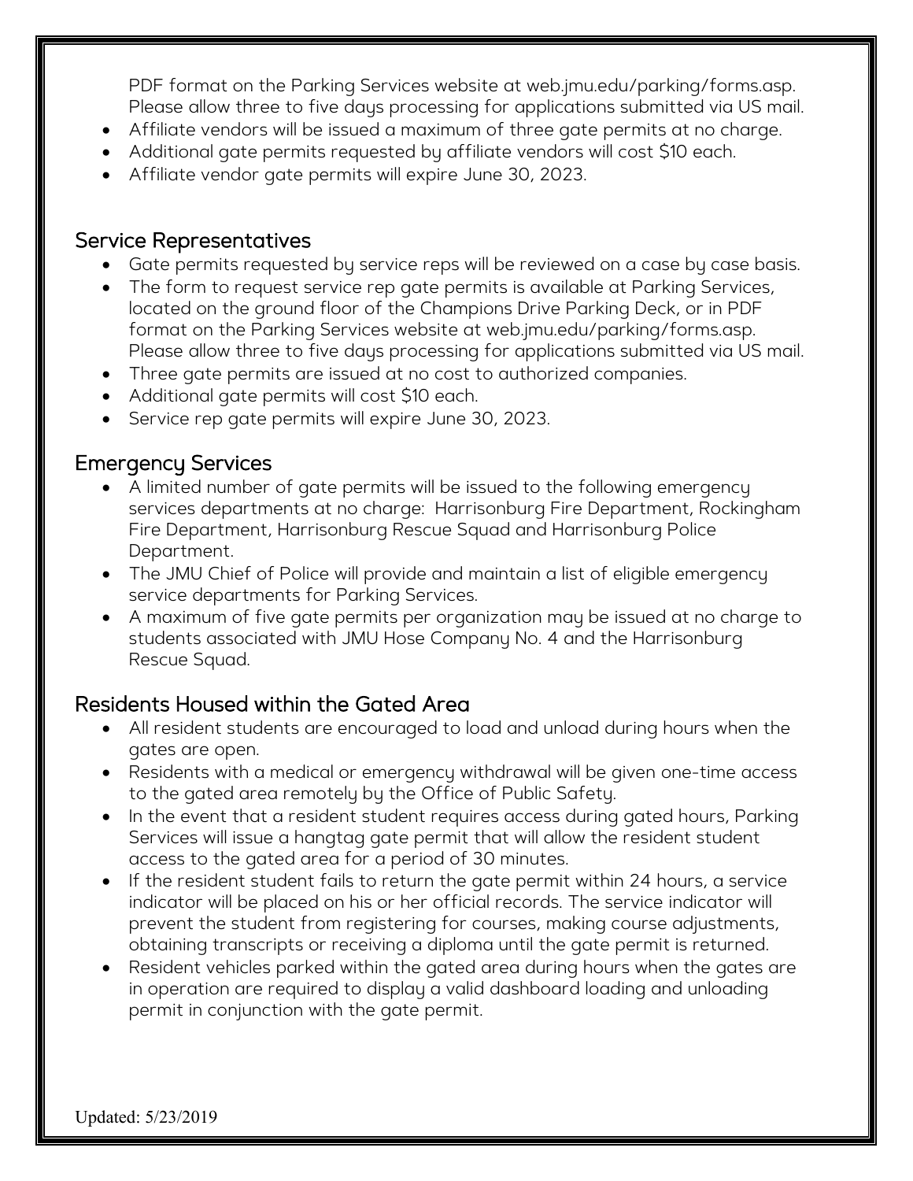PDF format on the Parking Services website at web.jmu.edu/parking/forms.asp. Please allow three to five days processing for applications submitted via US mail.

- Affiliate vendors will be issued a maximum of three gate permits at no charge.
- Additional gate permits requested by affiliate vendors will cost $10 each.
- Affiliate vendor gate permits will expire June 30, 2023.

## Service Representatives

- Gate permits requested by service reps will be reviewed on a case by case basis.
- The form to request service rep gate permits is available at Parking Services, located on the ground floor of the Champions Drive Parking Deck, or in PDF format on the Parking Services website at web.jmu.edu/parking/forms.asp. Please allow three to five days processing for applications submitted via US mail.
- Three gate permits are issued at no cost to authorized companies.
- Additional gate permits will cost $10 each.
- Service rep gate permits will expire June 30, 2023.

## Emergency Services

- A limited number of gate permits will be issued to the following emergency services departments at no charge: Harrisonburg Fire Department, Rockingham Fire Department, Harrisonburg Rescue Squad and Harrisonburg Police Department.
- The JMU Chief of Police will provide and maintain a list of eligible emergency service departments for Parking Services.
- A maximum of five gate permits per organization may be issued at no charge to students associated with JMU Hose Company No. 4 and the Harrisonburg Rescue Squad.

## Residents Housed within the Gated Area

- All resident students are encouraged to load and unload during hours when the gates are open.
- Residents with a medical or emergency withdrawal will be given one-time access to the gated area remotely by the Office of Public Safety.
- In the event that a resident student requires access during gated hours, Parking Services will issue a hangtag gate permit that will allow the resident student access to the gated area for a period of 30 minutes.
- If the resident student fails to return the gate permit within 24 hours, a service indicator will be placed on his or her official records. The service indicator will prevent the student from registering for courses, making course adjustments, obtaining transcripts or receiving a diploma until the gate permit is returned.
- Resident vehicles parked within the gated area during hours when the gates are in operation are required to display a valid dashboard loading and unloading permit in conjunction with the gate permit.

Updated: 5/23/2019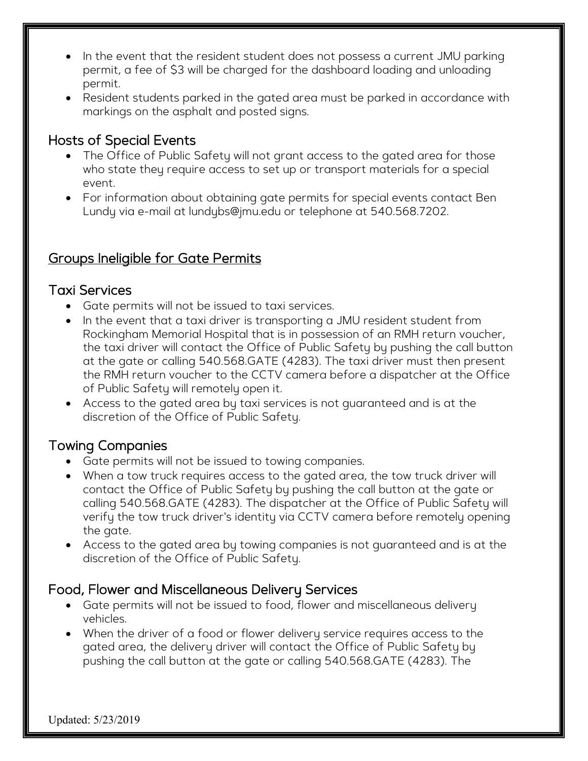- In the event that the resident student does not possess a current JMU parking permit, a fee of $3 will be charged for the dashboard loading and unloading permit.
- Resident students parked in the gated area must be parked in accordance with markings on the asphalt and posted signs.

### Hosts of Special Events

- The Office of Public Safety will not grant access to the gated area for those who state they require access to set up or transport materials for a special event.
- For information about obtaining gate permits for special events contact Ben Lundy via e-mail at lundybs@jmu.edu or telephone at 540.568.7202.

## Groups Ineligible for Gate Permits

### Taxi Services

- Gate permits will not be issued to taxi services.
- In the event that a taxi driver is transporting a JMU resident student from Rockingham Memorial Hospital that is in possession of an RMH return voucher, the taxi driver will contact the Office of Public Safety by pushing the call button at the gate or calling 540.568.GATE (4283). The taxi driver must then present the RMH return voucher to the CCTV camera before a dispatcher at the Office of Public Safety will remotely open it.
- Access to the gated area by taxi services is not guaranteed and is at the discretion of the Office of Public Safety.

### Towing Companies

- Gate permits will not be issued to towing companies.
- When a tow truck requires access to the gated area, the tow truck driver will contact the Office of Public Safety by pushing the call button at the gate or calling 540.568.GATE (4283). The dispatcher at the Office of Public Safety will verify the tow truck driver's identity via CCTV camera before remotely opening the gate.
- Access to the gated area by towing companies is not guaranteed and is at the discretion of the Office of Public Safety.

### Food, Flower and Miscellaneous Delivery Services

- Gate permits will not be issued to food, flower and miscellaneous delivery vehicles.
- When the driver of a food or flower delivery service requires access to the gated area, the delivery driver will contact the Office of Public Safety by pushing the call button at the gate or calling 540.568.GATE (4283). The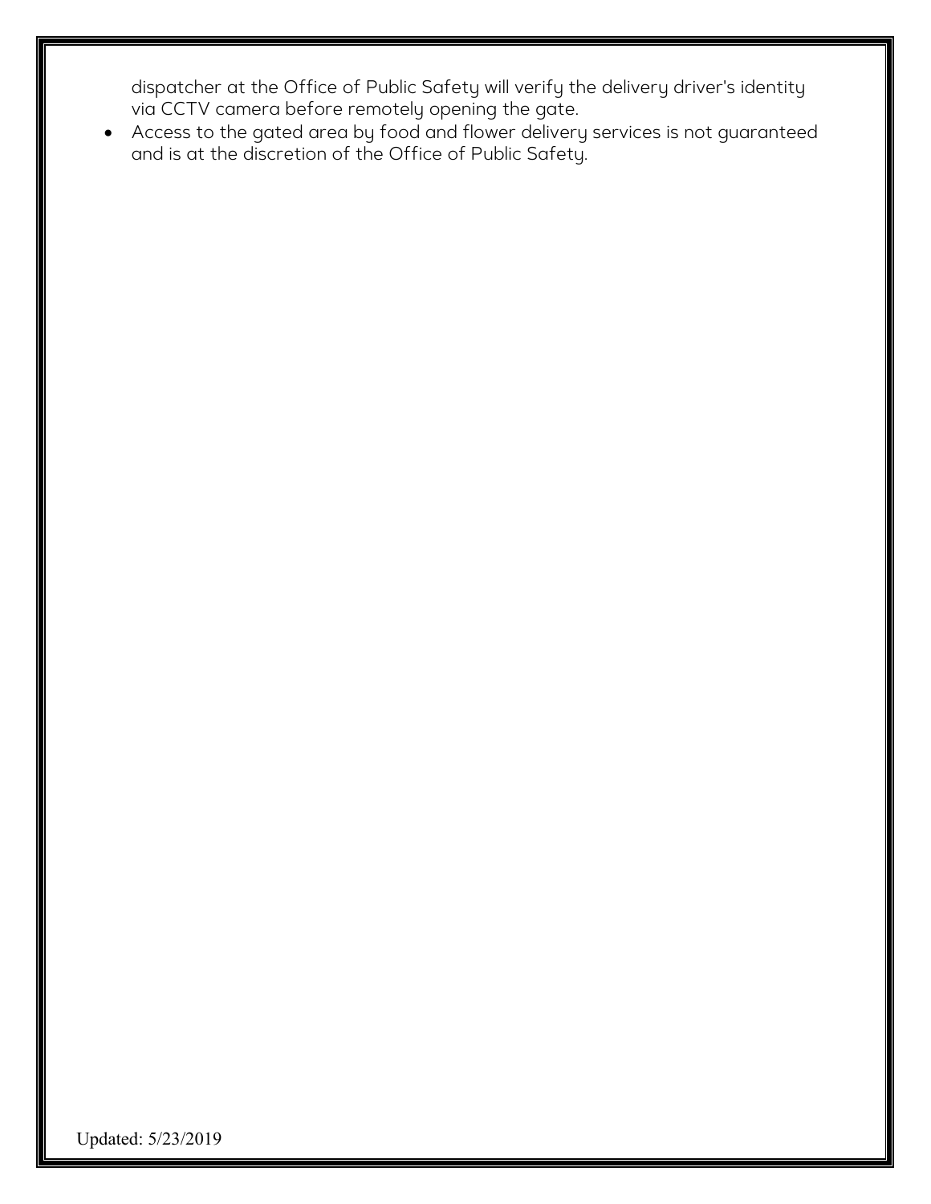dispatcher at the Office of Public Safety will verify the delivery driver's identity via CCTV camera before remotely opening the gate.

- Access to the gated area by food and flower delivery services is not guaranteed and is at the discretion of the Office of Public Safety.

Updated: 5/23/2019